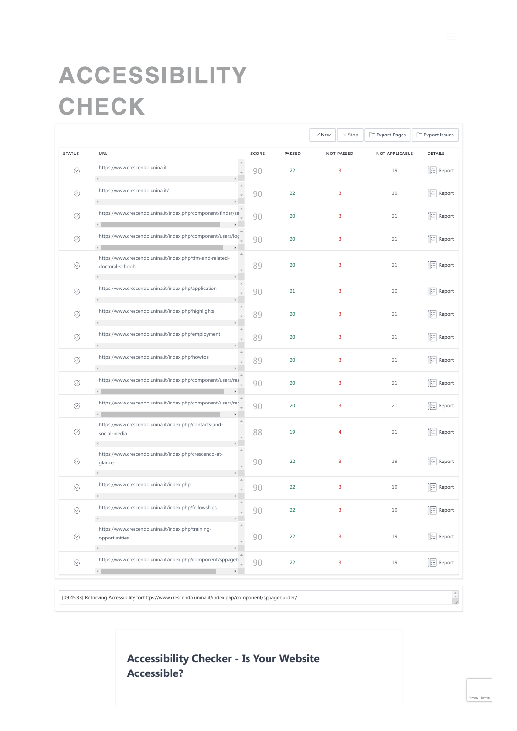# ACCESSIBILITY CHECK

New | Stop | Export Pages | Export Issues

| STATUS | URL | SCORE | PASSED | NOT PASSED | NOT APPLICABLE | DETAILS |
|---|---|---|---|---|---|---|
| | https://www.crescendo.unina.it | 90 | 22 | 3 | 19 | Report |
| | https://www.crescendo.unina.it/ | 90 | 22 | 3 | 19 | Report |
| | https://www.crescendo.unina.it/index.php/component/finder/se | 90 | 20 | 3 | 21 | Report |
| | https://www.crescendo.unina.it/index.php/component/users/log | 90 | 20 | 3 | 21 | Report |
| | https://www.crescendo.unina.it/index.php/tfm-and-related-doctoral-schools | 89 | 20 | 3 | 21 | Report |
| | https://www.crescendo.unina.it/index.php/application | 90 | 21 | 3 | 20 | Report |
| | https://www.crescendo.unina.it/index.php/highlights | 89 | 20 | 3 | 21 | Report |
| | https://www.crescendo.unina.it/index.php/employment | 89 | 20 | 3 | 21 | Report |
| | https://www.crescendo.unina.it/index.php/howtos | 89 | 20 | 3 | 21 | Report |
| | https://www.crescendo.unina.it/index.php/component/users/res | 90 | 20 | 3 | 21 | Report |
| | https://www.crescendo.unina.it/index.php/component/users/rer | 90 | 20 | 3 | 21 | Report |
| | https://www.crescendo.unina.it/index.php/contacts-and-social-media | 88 | 19 | 4 | 21 | Report |
| | https://www.crescendo.unina.it/index.php/crescendo-at-glance | 90 | 22 | 3 | 19 | Report |
| | https://www.crescendo.unina.it/index.php | 90 | 22 | 3 | 19 | Report |
| | https://www.crescendo.unina.it/index.php/fellowships | 90 | 22 | 3 | 19 | Report |
| | https://www.crescendo.unina.it/index.php/training-opportunities | 90 | 22 | 3 | 19 | Report |
| | https://www.crescendo.unina.it/index.php/component/sppageb | 90 | 22 | 3 | 19 | Report |

[09:45:33] Retrieving Accessibility forhttps://www.crescendo.unina.it/index.php/component/sppagebuilder/ ...

## Accessibility Checker - Is Your Website Accessible?

Privacy - Termini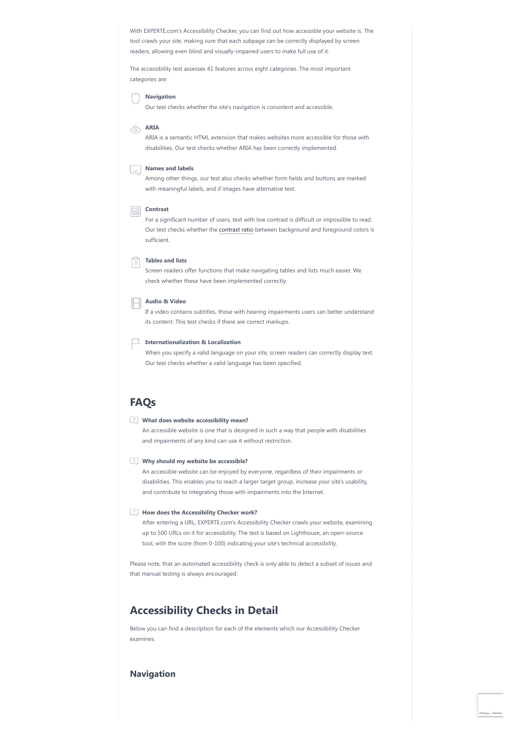With EXPERTE.com's Accessibility Checker, you can find out how accessible your website is. The tool crawls your site, making sure that each subpage can be correctly displayed by screen readers, allowing even blind and visually-impaired users to make full use of it.

The accessibility test assesses 41 features across eight categories. The most important categories are:

**Navigation**
Our test checks whether the site's navigation is consistent and accessible.

**ARIA**
ARIA is a semantic HTML extension that makes websites more accessible for those with disabilities. Our test checks whether ARIA has been correctly implemented.

**Names and labels**
Among other things, our test also checks whether form fields and buttons are marked with meaningful labels, and if images have alternative text.

**Contrast**
For a significant number of users, text with low contrast is difficult or impossible to read. Our test checks whether the contrast ratio between background and foreground colors is sufficient.

**Tables and lists**
Screen readers offer functions that make navigating tables and lists much easier. We check whether these have been implemented correctly.

**Audio & Video**
If a video contains subtitles, those with hearing impairments users can better understand its content. This test checks if there are correct markups.

**Internationalization & Localization**
When you specify a valid language on your site, screen readers can correctly display text. Our test checks whether a valid language has been specified.

## FAQs

**What does website accessibility mean?**
An accessible website is one that is designed in such a way that people with disabilities and impairments of any kind can use it without restriction.

**Why should my website be accessible?**
An accessible website can be enjoyed by everyone, regardless of their impairments or disabilities. This enables you to reach a larger target group, increase your site's usability, and contribute to integrating those with impairments into the Internet.

**How does the Accessibility Checker work?**
After entering a URL, EXPERTE.com's Accessibility Checker crawls your website, examining up to 500 URLs on it for accessibility. The test is based on Lighthouse, an open-source tool, with the score (from 0-100) indicating your site's technical accessibility.

Please note, that an automated accessibility check is only able to detect a subset of issues and that manual testing is always encouraged.

## Accessibility Checks in Detail

Below you can find a description for each of the elements which our Accessibility Checker examines.

### Navigation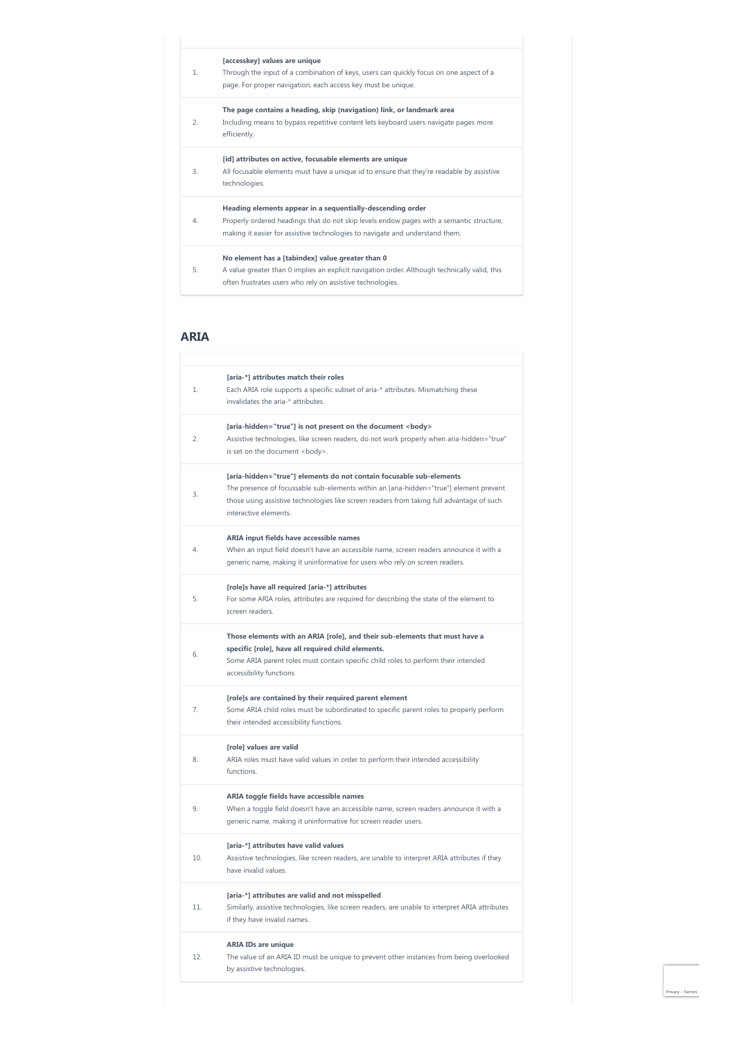| | |
|---|---|
| 1. | **[accesskey] values are unique**<br>Through the input of a combination of keys, users can quickly focus on one aspect of a page. For proper navigation, each access key must be unique. |
| 2. | **The page contains a heading, skip (navigation) link, or landmark area**<br>Including means to bypass repetitive content lets keyboard users navigate pages more efficiently. |
| 3. | **[id] attributes on active, focusable elements are unique**<br>All focusable elements must have a unique id to ensure that they're readable by assistive technologies. |
| 4. | **Heading elements appear in a sequentially-descending order**<br>Properly ordered headings that do not skip levels endow pages with a semantic structure, making it easier for assistive technologies to navigate and understand them. |
| 5. | **No element has a [tabindex] value greater than 0**<br>A value greater than 0 implies an explicit navigation order. Although technically valid, this often frustrates users who rely on assistive technologies. |

## ARIA

| | |
|---|---|
| 1. | **[aria-*] attributes match their roles**<br>Each ARIA role supports a specific subset of aria-* attributes. Mismatching these invalidates the aria-* attributes. |
| 2. | **[aria-hidden="true"] is not present on the document <body>**<br>Assistive technologies, like screen readers, do not work properly when aria-hidden="true" is set on the document <body>. |
| 3. | **[aria-hidden="true"] elements do not contain focusable sub-elements**<br>The presence of focussable sub-elements within an [aria-hidden="true"] element prevent those using assistive technologies like screen readers from taking full advantage of such interactive elements. |
| 4. | **ARIA input fields have accessible names**<br>When an input field doesn't have an accessible name, screen readers announce it with a generic name, making it uninformative for users who rely on screen readers. |
| 5. | **[role]s have all required [aria-*] attributes**<br>For some ARIA roles, attributes are required for describing the state of the element to screen readers. |
| 6. | **Those elements with an ARIA [role], and their sub-elements that must have a specific [role], have all required child elements.**<br>Some ARIA parent roles must contain specific child roles to perform their intended accessibility functions |
| 7. | **[role]s are contained by their required parent element**<br>Some ARIA child roles must be subordinated to specific parent roles to properly perform their intended accessibility functions. |
| 8. | **[role] values are valid**<br>ARIA roles must have valid values in order to perform their intended accessibility functions. |
| 9. | **ARIA toggle fields have accessible names**<br>When a toggle field doesn't have an accessible name, screen readers announce it with a generic name, making it uninformative for screen reader users. |
| 10. | **[aria-*] attributes have valid values**<br>Assistive technologies, like screen readers, are unable to interpret ARIA attributes if they have invalid values. |
| 11. | **[aria-*] attributes are valid and not misspelled**<br>Similarly, assistive technologies, like screen readers, are unable to interpret ARIA attributes if they have invalid names. |
| 12. | **ARIA IDs are unique**<br>The value of an ARIA ID must be unique to prevent other instances from being overlooked by assistive technologies. |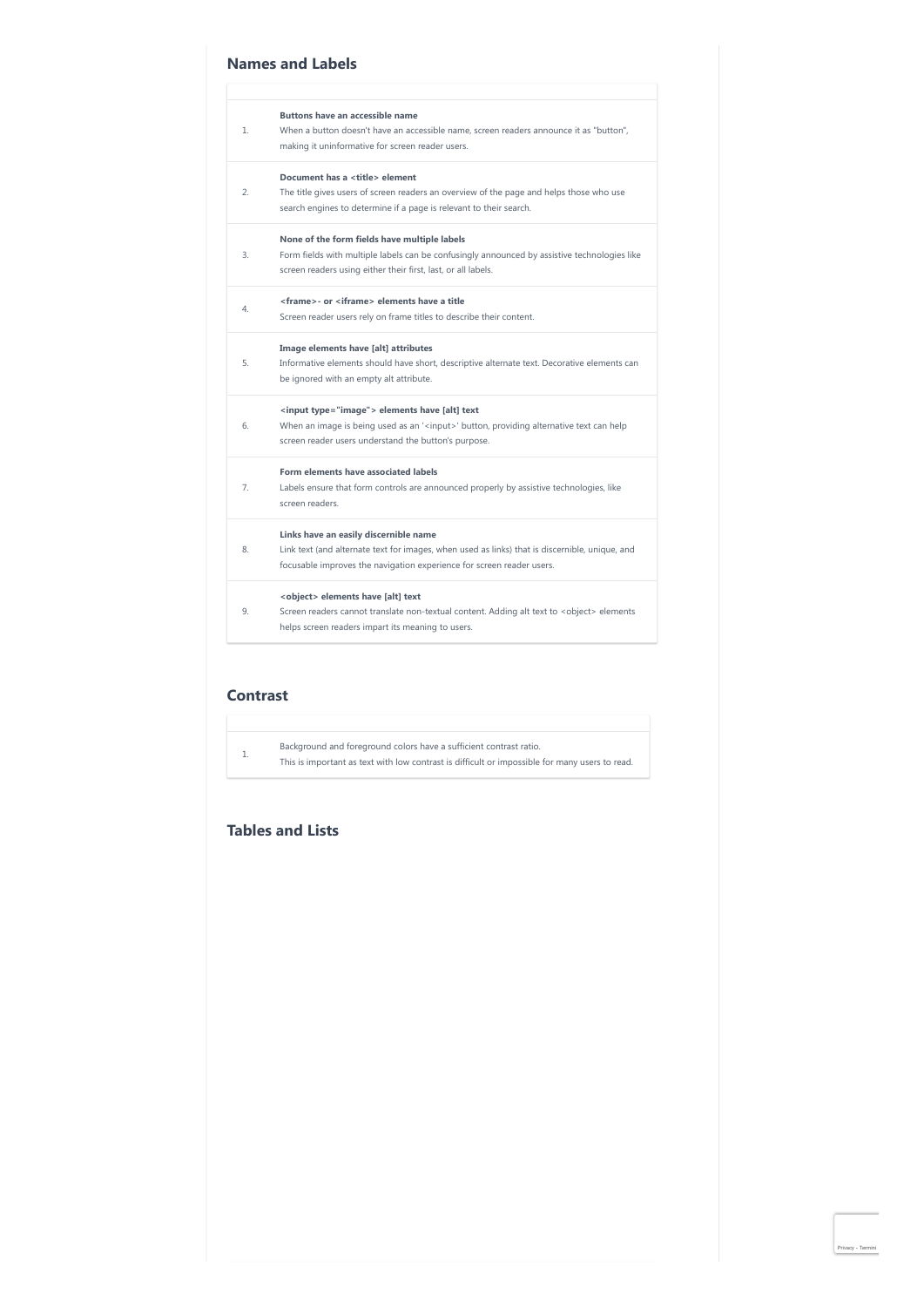## Names and Labels

1. **Buttons have an accessible name**
   When a button doesn't have an accessible name, screen readers announce it as "button", making it uninformative for screen reader users.

2. **Document has a <title> element**
   The title gives users of screen readers an overview of the page and helps those who use search engines to determine if a page is relevant to their search.

3. **None of the form fields have multiple labels**
   Form fields with multiple labels can be confusingly announced by assistive technologies like screen readers using either their first, last, or all labels.

4. **<frame>- or <iframe> elements have a title**
   Screen reader users rely on frame titles to describe their content.

5. **Image elements have [alt] attributes**
   Informative elements should have short, descriptive alternate text. Decorative elements can be ignored with an empty alt attribute.

6. **<input type="image"> elements have [alt] text**
   When an image is being used as an '<input>' button, providing alternative text can help screen reader users understand the button's purpose.

7. **Form elements have associated labels**
   Labels ensure that form controls are announced properly by assistive technologies, like screen readers.

8. **Links have an easily discernible name**
   Link text (and alternate text for images, when used as links) that is discernible, unique, and focusable improves the navigation experience for screen reader users.

9. **<object> elements have [alt] text**
   Screen readers cannot translate non-textual content. Adding alt text to <object> elements helps screen readers impart its meaning to users.

## Contrast

1. Background and foreground colors have a sufficient contrast ratio.
   This is important as text with low contrast is difficult or impossible for many users to read.

## Tables and Lists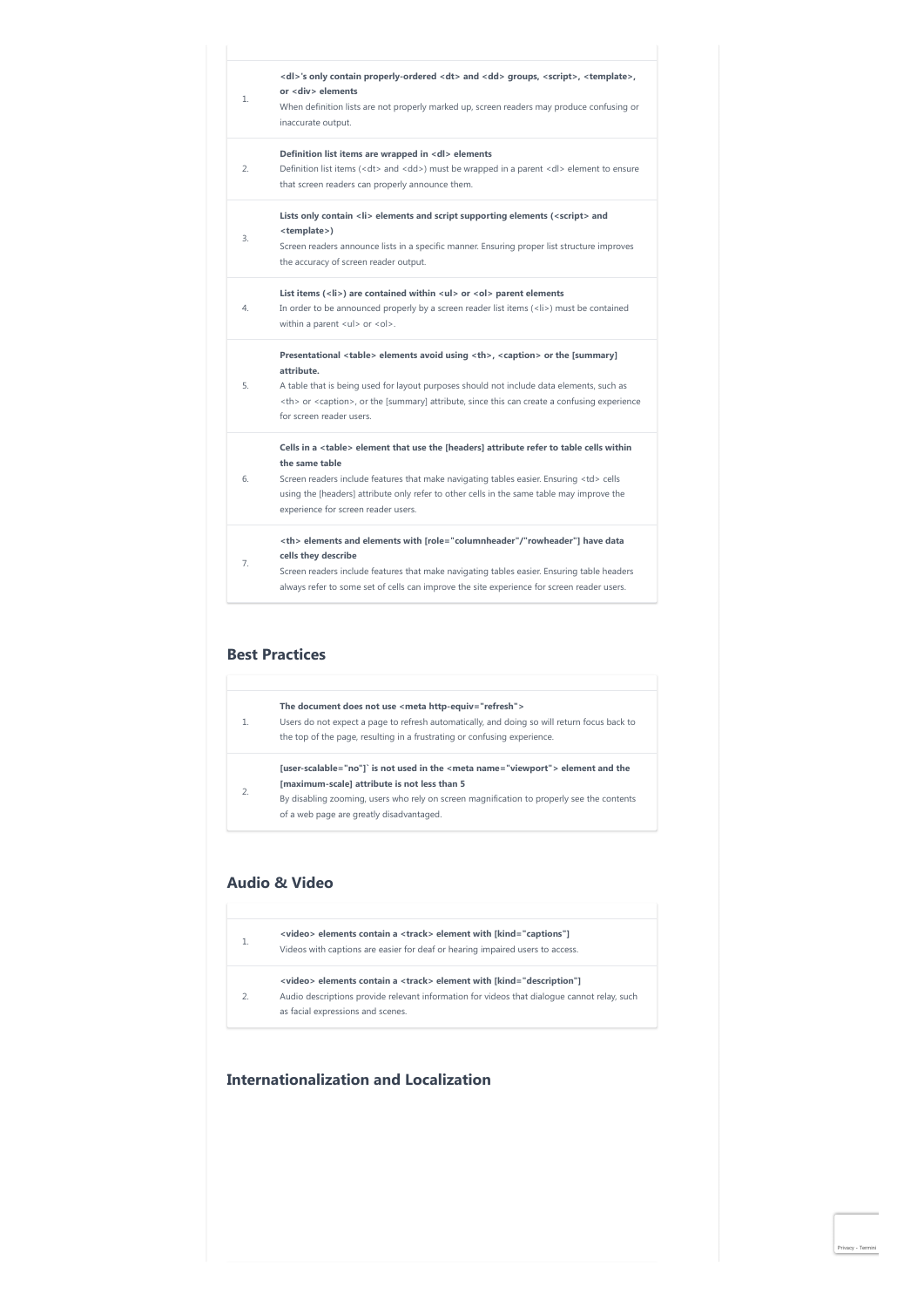| | |
|---|---|
| 1. | **<dl>'s only contain properly-ordered <dt> and <dd> groups, <script>, <template>, or <div> elements**<br>When definition lists are not properly marked up, screen readers may produce confusing or inaccurate output. |
| 2. | **Definition list items are wrapped in <dl> elements**<br>Definition list items (<dt> and <dd>) must be wrapped in a parent <dl> element to ensure that screen readers can properly announce them. |
| 3. | **Lists only contain <li> elements and script supporting elements (<script> and <template>)**<br>Screen readers announce lists in a specific manner. Ensuring proper list structure improves the accuracy of screen reader output. |
| 4. | **List items (<li>) are contained within <ul> or <ol> parent elements**<br>In order to be announced properly by a screen reader list items (<li>) must be contained within a parent <ul> or <ol>. |
| 5. | **Presentational <table> elements avoid using <th>, <caption> or the [summary] attribute.**<br>A table that is being used for layout purposes should not include data elements, such as <th> or <caption>, or the [summary] attribute, since this can create a confusing experience for screen reader users. |
| 6. | **Cells in a <table> element that use the [headers] attribute refer to table cells within the same table**<br>Screen readers include features that make navigating tables easier. Ensuring <td> cells using the [headers] attribute only refer to other cells in the same table may improve the experience for screen reader users. |
| 7. | **<th> elements and elements with [role="columnheader"/"rowheader"] have data cells they describe**<br>Screen readers include features that make navigating tables easier. Ensuring table headers always refer to some set of cells can improve the site experience for screen reader users. |

## Best Practices

| | |
|---|---|
| 1. | **The document does not use <meta http-equiv="refresh">**<br>Users do not expect a page to refresh automatically, and doing so will return focus back to the top of the page, resulting in a frustrating or confusing experience. |
| 2. | **[user-scalable="no"]` is not used in the <meta name="viewport"> element and the [maximum-scale] attribute is not less than 5**<br>By disabling zooming, users who rely on screen magnification to properly see the contents of a web page are greatly disadvantaged. |

## Audio & Video

| | |
|---|---|
| 1. | **<video> elements contain a <track> element with [kind="captions"]**<br>Videos with captions are easier for deaf or hearing impaired users to access. |
| 2. | **<video> elements contain a <track> element with [kind="description"]**<br>Audio descriptions provide relevant information for videos that dialogue cannot relay, such as facial expressions and scenes. |

## Internationalization and Localization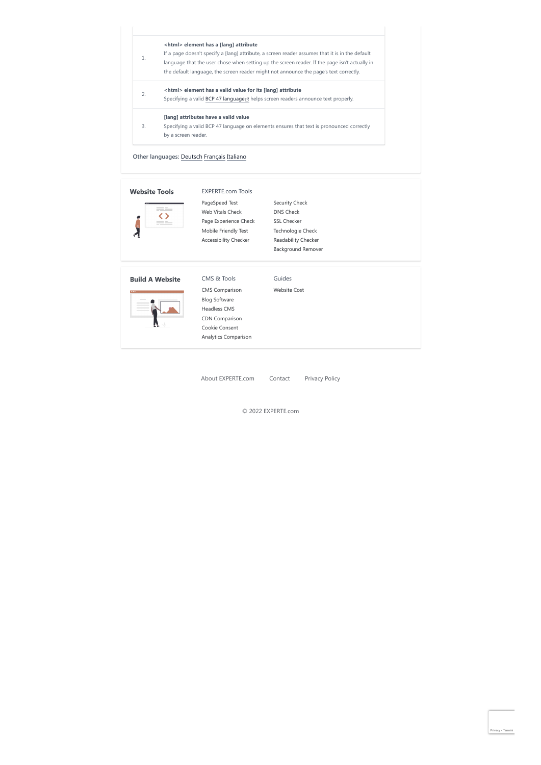1. **<html> element has a [lang] attribute**
   If a page doesn't specify a [lang] attribute, a screen reader assumes that it is in the default language that the user chose when setting up the screen reader. If the page isn't actually in the default language, the screen reader might not announce the page's text correctly.

2. **<html> element has a valid value for its [lang] attribute**
   Specifying a valid BCP 47 language helps screen readers announce text properly.

3. **[lang] attributes have a valid value**
   Specifying a valid BCP 47 language on elements ensures that text is pronounced correctly by a screen reader.

Other languages: Deutsch Français Italiano

## Website Tools

EXPERTE.com Tools

- PageSpeed Test
- Web Vitals Check
- Page Experience Check
- Mobile Friendly Test
- Accessibility Checker
- Security Check
- DNS Check
- SSL Checker
- Technologie Check
- Readability Checker
- Background Remover

## Build A Website

CMS & Tools

- CMS Comparison
- Blog Software
- Headless CMS
- CDN Comparison
- Cookie Consent
- Analytics Comparison

Guides

- Website Cost

About EXPERTE.com   Contact   Privacy Policy

© 2022 EXPERTE.com

Privacy - Termini